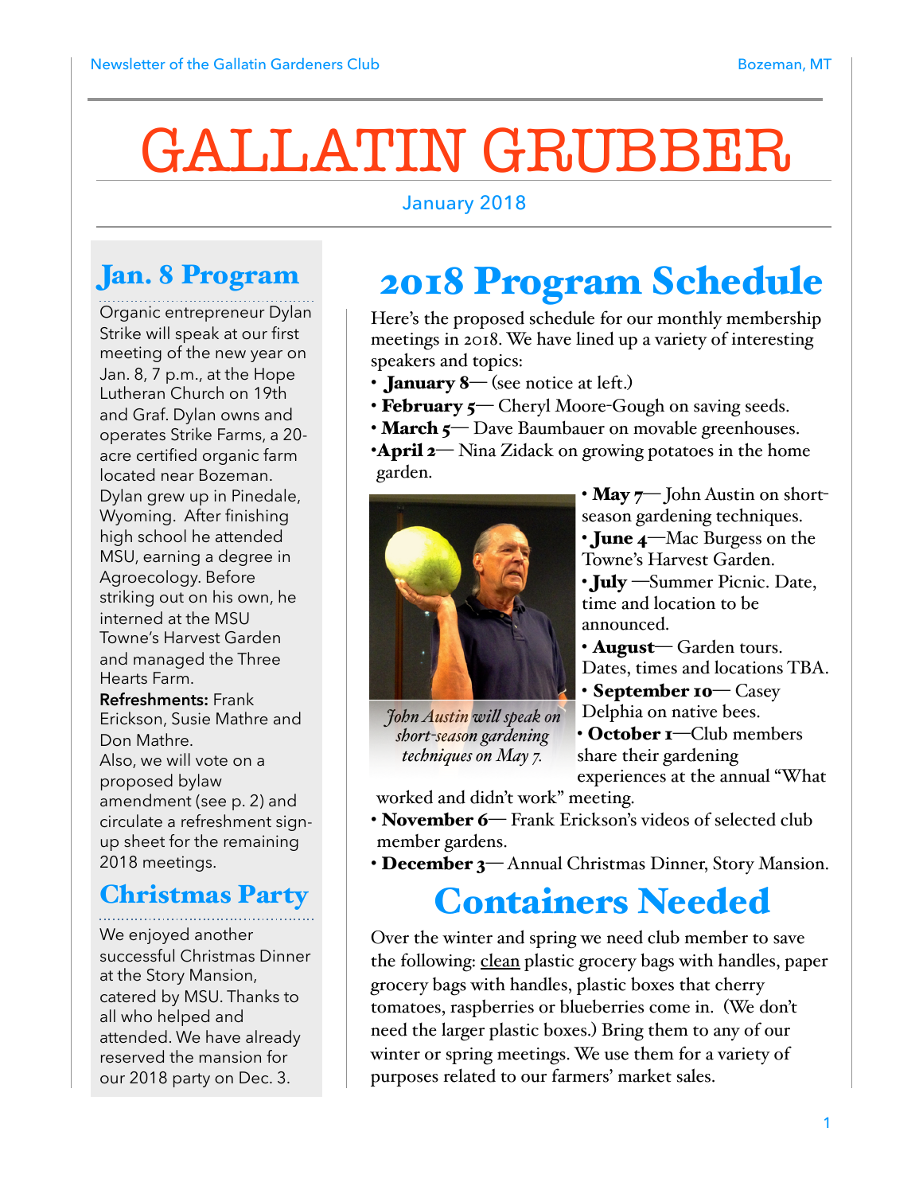# GALLATIN GRUBBER

January 2018

## Jan. 8 Program

Organic entrepreneur Dylan Strike will speak at our first meeting of the new year on Jan. 8, 7 p.m., at the Hope Lutheran Church on 19th and Graf. Dylan owns and operates Strike Farms, a 20-acre certified organic farm located near Bozeman. Dylan grew up in Pinedale, Wyoming. After finishing high school he attended MSU, earning a degree in Agroecology. Before striking out on his own, he interned at the MSU Towne's Harvest Garden and managed the Three Hearts Farm.

**Refreshments:** Frank Erickson, Susie Mathre and Don Mathre.

Also, we will vote on a proposed bylaw amendment (see p. 2) and circulate a refreshment sign-up sheet for the remaining 2018 meetings.

## Christmas Party

We enjoyed another successful Christmas Dinner at the Story Mansion, catered by MSU. Thanks to all who helped and attended. We have already reserved the mansion for our 2018 party on Dec. 3.

## 2018 Program Schedule

Here's the proposed schedule for our monthly membership meetings in 2018. We have lined up a variety of interesting speakers and topics:

- **January 8**— (see notice at left.)
- **February 5**— Cheryl Moore-Gough on saving seeds.
- **March 5**— Dave Baumbauer on movable greenhouses.
- **April 2**— Nina Zidack on growing potatoes in the home garden.
- **May 7**— John Austin on short-season gardening techniques.
- **June 4**—Mac Burgess on the Towne's Harvest Garden.
- **July** —Summer Picnic. Date, time and location to be announced.
- **August**— Garden tours. Dates, times and locations TBA.
- **September 10**— Casey Delphia on native bees.
- **October 1**—Club members share their gardening experiences at the annual "What worked and didn't work" meeting.
- **November 6**— Frank Erickson's videos of selected club member gardens.
- **December 3**— Annual Christmas Dinner, Story Mansion.

*John Austin will speak on short-season gardening techniques on May 7.*

## Containers Needed

Over the winter and spring we need club member to save the following: clean plastic grocery bags with handles, paper grocery bags with handles, plastic boxes that cherry tomatoes, raspberries or blueberries come in. (We don't need the larger plastic boxes.) Bring them to any of our winter or spring meetings. We use them for a variety of purposes related to our farmers' market sales.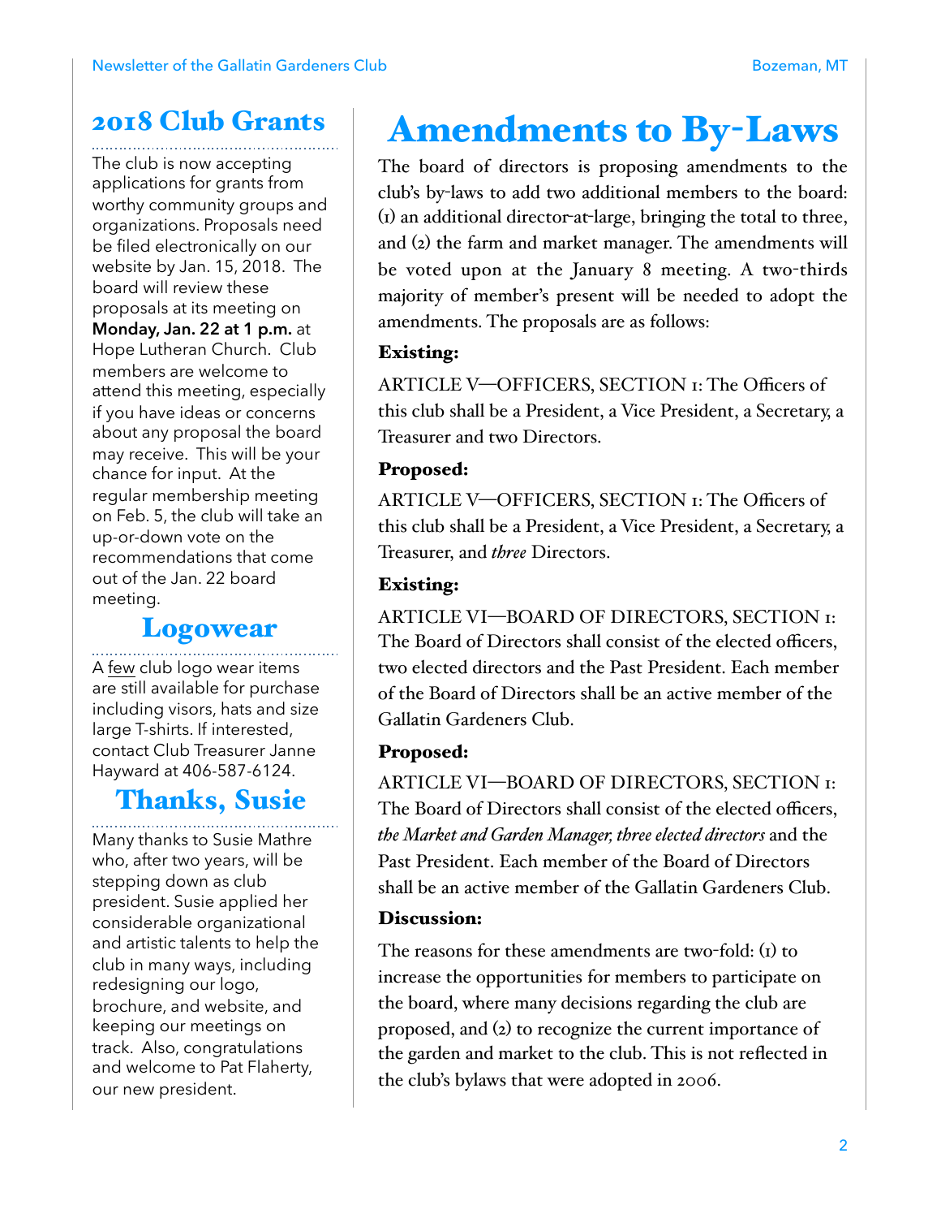## 2018 Club Grants

The club is now accepting applications for grants from worthy community groups and organizations. Proposals need be filed electronically on our website by Jan. 15, 2018. The board will review these proposals at its meeting on **Monday, Jan. 22 at 1 p.m.** at Hope Lutheran Church. Club members are welcome to attend this meeting, especially if you have ideas or concerns about any proposal the board may receive. This will be your chance for input. At the regular membership meeting on Feb. 5, the club will take an up-or-down vote on the recommendations that come out of the Jan. 22 board meeting.

## Logowear

A few club logo wear items are still available for purchase including visors, hats and size large T-shirts. If interested, contact Club Treasurer Janne Hayward at 406-587-6124.

## Thanks, Susie

Many thanks to Susie Mathre who, after two years, will be stepping down as club president. Susie applied her considerable organizational and artistic talents to help the club in many ways, including redesigning our logo, brochure, and website, and keeping our meetings on track. Also, congratulations and welcome to Pat Flaherty, our new president.

# Amendments to By-Laws

The board of directors is proposing amendments to the club's by-laws to add two additional members to the board: (1) an additional director-at-large, bringing the total to three, and (2) the farm and market manager. The amendments will be voted upon at the January 8 meeting. A two-thirds majority of member's present will be needed to adopt the amendments. The proposals are as follows:

**Existing:**

ARTICLE V—OFFICERS, SECTION 1: The Officers of this club shall be a President, a Vice President, a Secretary, a Treasurer and two Directors.

**Proposed:**

ARTICLE V—OFFICERS, SECTION 1: The Officers of this club shall be a President, a Vice President, a Secretary, a Treasurer, and *three* Directors.

**Existing:**

ARTICLE VI—BOARD OF DIRECTORS, SECTION 1: The Board of Directors shall consist of the elected officers, two elected directors and the Past President. Each member of the Board of Directors shall be an active member of the Gallatin Gardeners Club.

**Proposed:**

ARTICLE VI—BOARD OF DIRECTORS, SECTION 1: The Board of Directors shall consist of the elected officers, *the Market and Garden Manager, three elected directors* and the Past President. Each member of the Board of Directors shall be an active member of the Gallatin Gardeners Club.

**Discussion:**

The reasons for these amendments are two-fold: (1) to increase the opportunities for members to participate on the board, where many decisions regarding the club are proposed, and (2) to recognize the current importance of the garden and market to the club. This is not reflected in the club's bylaws that were adopted in 2006.